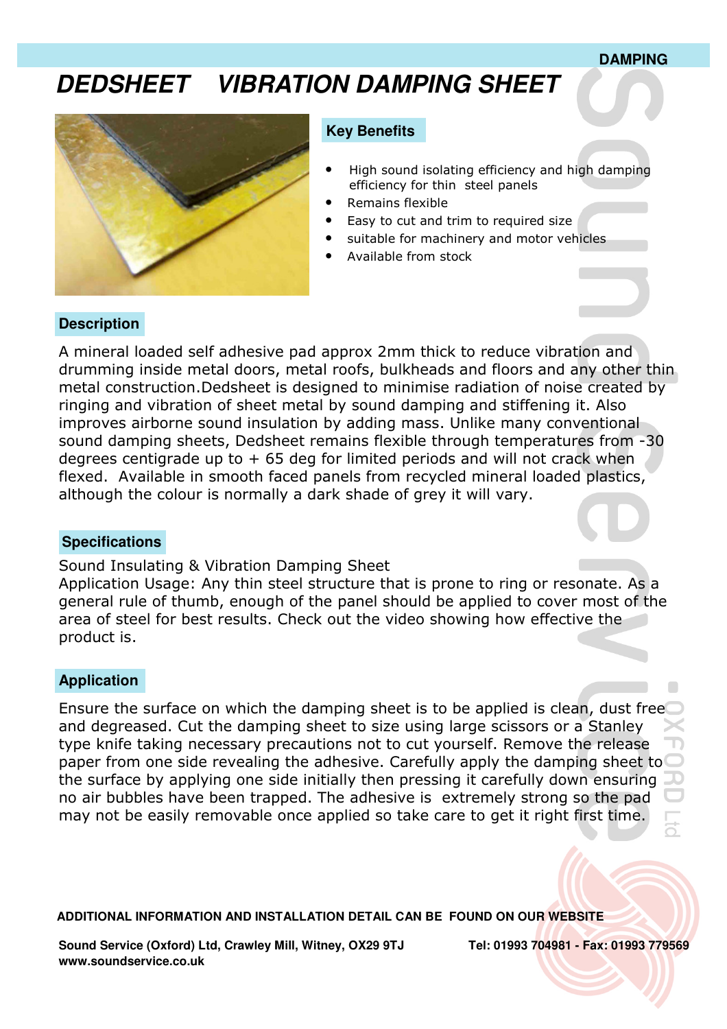DAMPING

# *DEDSHEET VIBRATION DAMPING SHEET*

## Key Benefits

- High sound isolating efficiency and high damping efficiency for thin steel panels
- Remains flexible
- Easy to cut and trim to required size
- suitable for machinery and motor vehicles
- Available from stock

## Description

A mineral loaded self adhesive pad approx 2mm thick to reduce vibration and drumming inside metal doors, metal roofs, bulkheads and floors and any other thin metal construction.Dedsheet is designed to minimise radiation of noise created by ringing and vibration of sheet metal by sound damping and stiffening it. Also improves airborne sound insulation by adding mass. Unlike many conventional sound damping sheets, Dedsheet remains flexible through temperatures from -30 degrees centigrade up to + 65 deg for limited periods and will not crack when flexed. Available in smooth faced panels from recycled mineral loaded plastics, although the colour is normally a dark shade of grey it will vary.

## Specifications

Sound Insulating & Vibration Damping Sheet
Application Usage: Any thin steel structure that is prone to ring or resonate. As a general rule of thumb, enough of the panel should be applied to cover most of the area of steel for best results. Check out the video showing how effective the product is.

## Application

Ensure the surface on which the damping sheet is to be applied is clean, dust free and degreased. Cut the damping sheet to size using large scissors or a Stanley type knife taking necessary precautions not to cut yourself. Remove the release paper from one side revealing the adhesive. Carefully apply the damping sheet to the surface by applying one side initially then pressing it carefully down ensuring no air bubbles have been trapped. The adhesive is extremely strong so the pad may not be easily removable once applied so take care to get it right first time.

**ADDITIONAL INFORMATION AND INSTALLATION DETAIL CAN BE FOUND ON OUR WEBSITE**

**Sound Service (Oxford) Ltd, Crawley Mill, Witney, OX29 9TJ** **Tel: 01993 704981 - Fax: 01993 779569**
**www.soundservice.co.uk**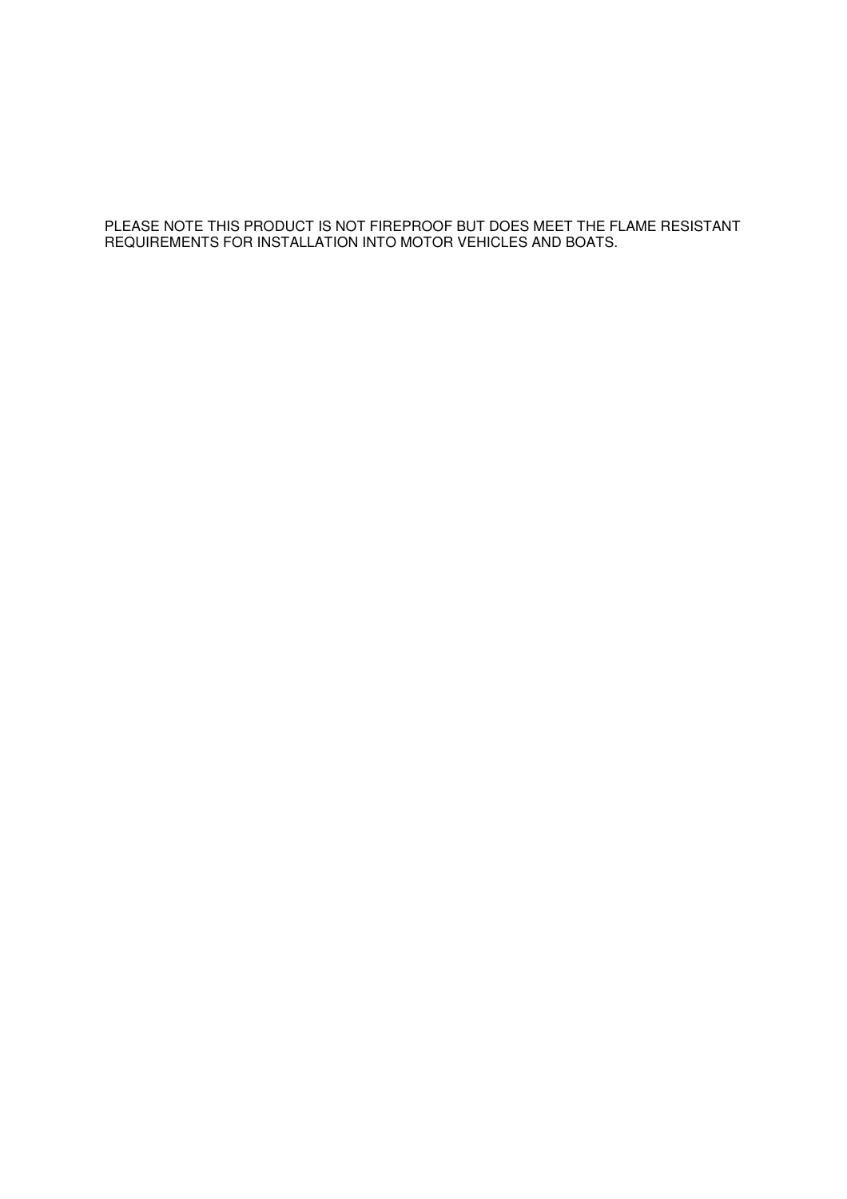PLEASE NOTE THIS PRODUCT IS NOT FIREPROOF BUT DOES MEET THE FLAME RESISTANT REQUIREMENTS FOR INSTALLATION INTO MOTOR VEHICLES AND BOATS.